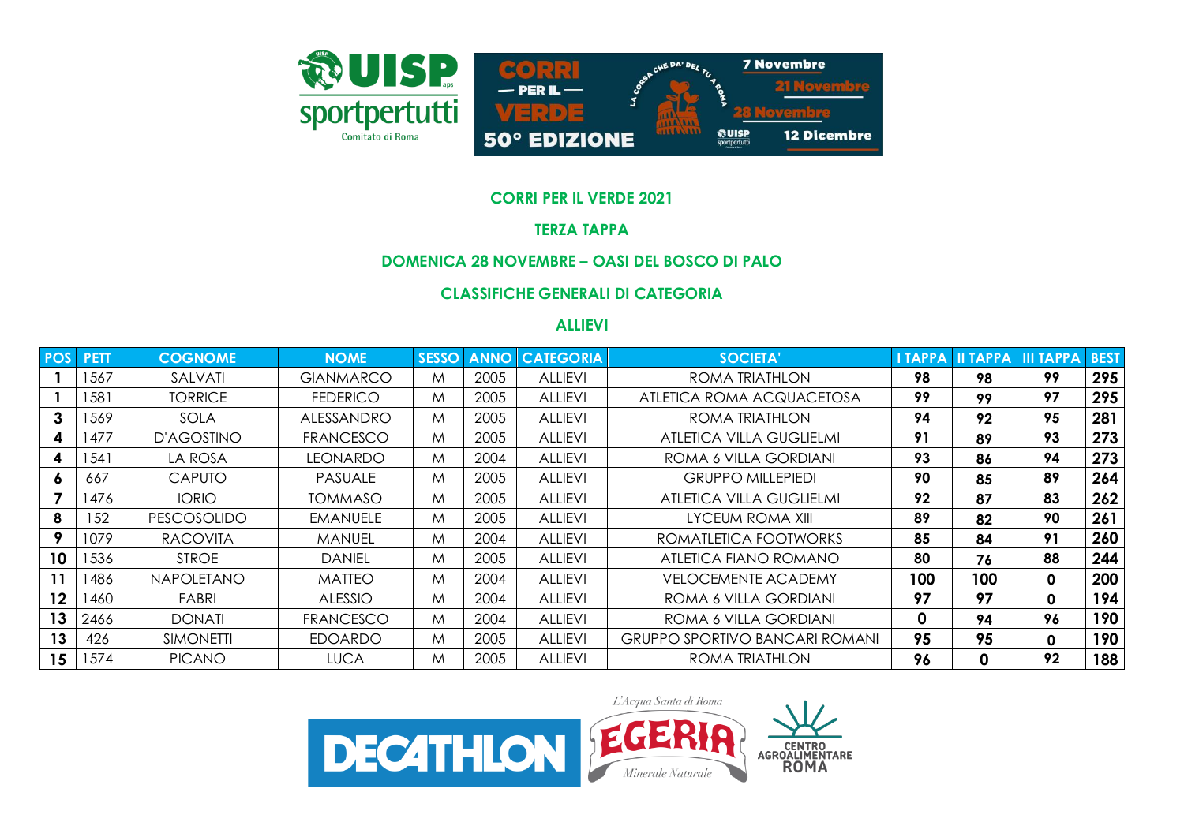**CORRI PER IL VERDE 2021**

**TERZA TAPPA**

**DOMENICA 28 NOVEMBRE – OASI DEL BOSCO DI PALO**

**CLASSIFICHE GENERALI DI CATEGORIA**

**ALLIEVI**

| POS | PETT | COGNOME | NOME | SESSO | ANNO | CATEGORIA | SOCIETA' | I TAPPA | II TAPPA | III TAPPA | BEST |
|---|---|---|---|---|---|---|---|---|---|---|---|
| 1 | 1567 | SALVATI | GIANMARCO | M | 2005 | ALLIEVI | ROMA TRIATHLON | 98 | 98 | 99 | 295 |
| 1 | 1581 | TORRICE | FEDERICO | M | 2005 | ALLIEVI | ATLETICA ROMA ACQUACETOSA | 99 | 99 | 97 | 295 |
| 3 | 1569 | SOLA | ALESSANDRO | M | 2005 | ALLIEVI | ROMA TRIATHLON | 94 | 92 | 95 | 281 |
| 4 | 1477 | D'AGOSTINO | FRANCESCO | M | 2005 | ALLIEVI | ATLETICA VILLA GUGLIELMI | 91 | 89 | 93 | 273 |
| 4 | 1541 | LA ROSA | LEONARDO | M | 2004 | ALLIEVI | ROMA 6 VILLA GORDIANI | 93 | 86 | 94 | 273 |
| 6 | 667 | CAPUTO | PASUALE | M | 2005 | ALLIEVI | GRUPPO MILLEPIEDI | 90 | 85 | 89 | 264 |
| 7 | 1476 | IORIO | TOMMASO | M | 2005 | ALLIEVI | ATLETICA VILLA GUGLIELMI | 92 | 87 | 83 | 262 |
| 8 | 152 | PESCOSOLIDO | EMANUELE | M | 2005 | ALLIEVI | LYCEUM ROMA XIII | 89 | 82 | 90 | 261 |
| 9 | 1079 | RACOVITA | MANUEL | M | 2004 | ALLIEVI | ROMATLETICA FOOTWORKS | 85 | 84 | 91 | 260 |
| 10 | 1536 | STROE | DANIEL | M | 2005 | ALLIEVI | ATLETICA FIANO ROMANO | 80 | 76 | 88 | 244 |
| 11 | 1486 | NAPOLETANO | MATTEO | M | 2004 | ALLIEVI | VELOCEMENTE ACADEMY | 100 | 100 | 0 | 200 |
| 12 | 1460 | FABRI | ALESSIO | M | 2004 | ALLIEVI | ROMA 6 VILLA GORDIANI | 97 | 97 | 0 | 194 |
| 13 | 2466 | DONATI | FRANCESCO | M | 2004 | ALLIEVI | ROMA 6 VILLA GORDIANI | 0 | 94 | 96 | 190 |
| 13 | 426 | SIMONETTI | EDOARDO | M | 2005 | ALLIEVI | GRUPPO SPORTIVO BANCARI ROMANI | 95 | 95 | 0 | 190 |
| 15 | 1574 | PICANO | LUCA | M | 2005 | ALLIEVI | ROMA TRIATHLON | 96 | 0 | 92 | 188 |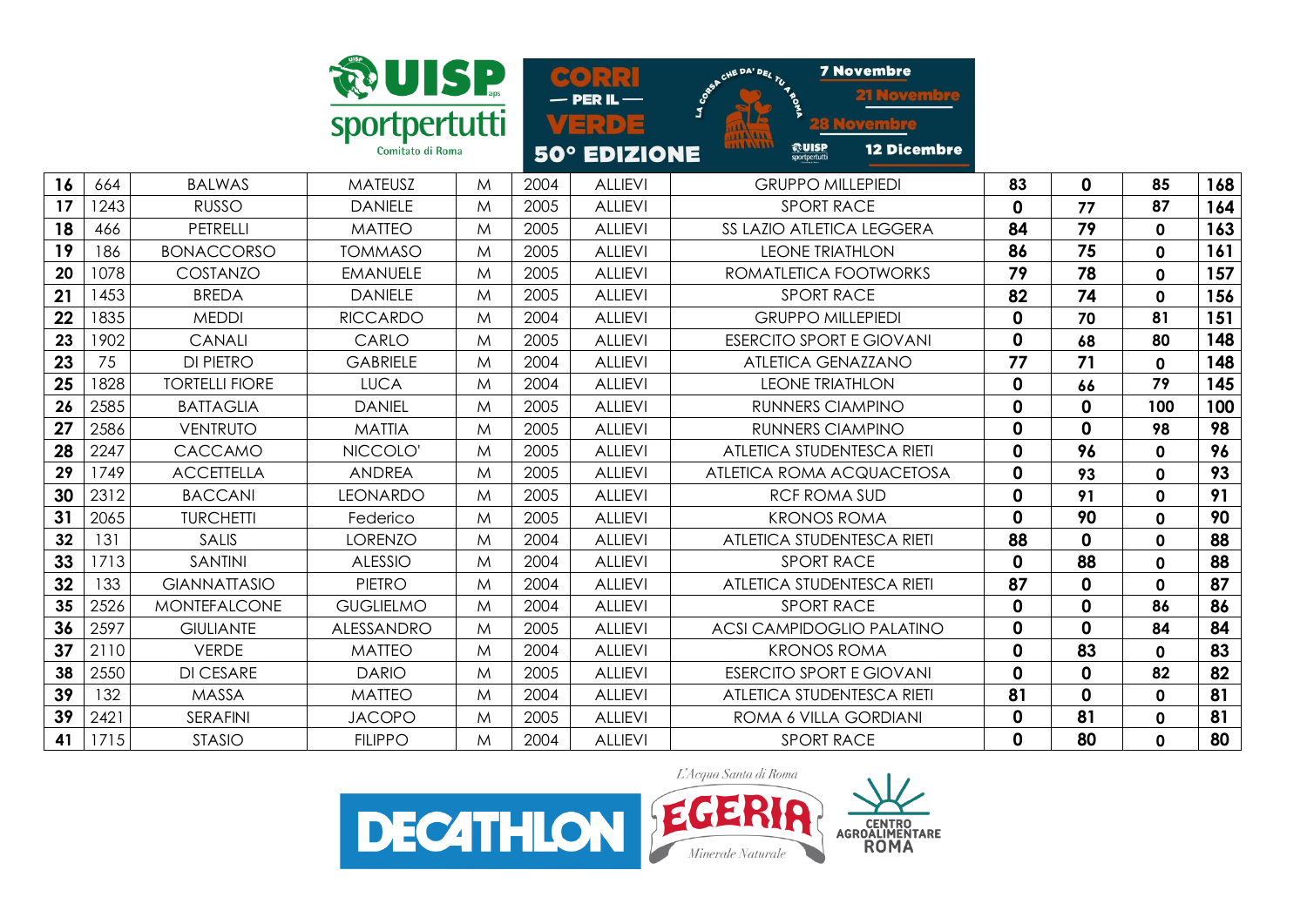| | | | | | | | | | | | |
|---|---|---|---|---|---|---|---|---|---|---|---|
| 16 | 664 | BALWAS | MATEUSZ | M | 2004 | ALLIEVI | GRUPPO MILLEPIEDI | 83 | 0 | 85 | 168 |
| 17 | 1243 | RUSSO | DANIELE | M | 2005 | ALLIEVI | SPORT RACE | 0 | 77 | 87 | 164 |
| 18 | 466 | PETRELLI | MATTEO | M | 2005 | ALLIEVI | SS LAZIO ATLETICA LEGGERA | 84 | 79 | 0 | 163 |
| 19 | 186 | BONACCORSO | TOMMASO | M | 2005 | ALLIEVI | LEONE TRIATHLON | 86 | 75 | 0 | 161 |
| 20 | 1078 | COSTANZO | EMANUELE | M | 2005 | ALLIEVI | ROMATLETICA FOOTWORKS | 79 | 78 | 0 | 157 |
| 21 | 1453 | BREDA | DANIELE | M | 2005 | ALLIEVI | SPORT RACE | 82 | 74 | 0 | 156 |
| 22 | 1835 | MEDDI | RICCARDO | M | 2004 | ALLIEVI | GRUPPO MILLEPIEDI | 0 | 70 | 81 | 151 |
| 23 | 1902 | CANALI | CARLO | M | 2005 | ALLIEVI | ESERCITO SPORT E GIOVANI | 0 | 68 | 80 | 148 |
| 23 | 75 | DI PIETRO | GABRIELE | M | 2004 | ALLIEVI | ATLETICA GENAZZANO | 77 | 71 | 0 | 148 |
| 25 | 1828 | TORTELLI FIORE | LUCA | M | 2004 | ALLIEVI | LEONE TRIATHLON | 0 | 66 | 79 | 145 |
| 26 | 2585 | BATTAGLIA | DANIEL | M | 2005 | ALLIEVI | RUNNERS CIAMPINO | 0 | 0 | 100 | 100 |
| 27 | 2586 | VENTRUTO | MATTIA | M | 2005 | ALLIEVI | RUNNERS CIAMPINO | 0 | 0 | 98 | 98 |
| 28 | 2247 | CACCAMO | NICCOLO' | M | 2005 | ALLIEVI | ATLETICA STUDENTESCA RIETI | 0 | 96 | 0 | 96 |
| 29 | 1749 | ACCETTELLA | ANDREA | M | 2005 | ALLIEVI | ATLETICA ROMA ACQUACETOSA | 0 | 93 | 0 | 93 |
| 30 | 2312 | BACCANI | LEONARDO | M | 2005 | ALLIEVI | RCF ROMA SUD | 0 | 91 | 0 | 91 |
| 31 | 2065 | TURCHETTI | Federico | M | 2005 | ALLIEVI | KRONOS ROMA | 0 | 90 | 0 | 90 |
| 32 | 131 | SALIS | LORENZO | M | 2004 | ALLIEVI | ATLETICA STUDENTESCA RIETI | 88 | 0 | 0 | 88 |
| 33 | 1713 | SANTINI | ALESSIO | M | 2004 | ALLIEVI | SPORT RACE | 0 | 88 | 0 | 88 |
| 32 | 133 | GIANNATTASIO | PIETRO | M | 2004 | ALLIEVI | ATLETICA STUDENTESCA RIETI | 87 | 0 | 0 | 87 |
| 35 | 2526 | MONTEFALCONE | GUGLIELMO | M | 2004 | ALLIEVI | SPORT RACE | 0 | 0 | 86 | 86 |
| 36 | 2597 | GIULIANTE | ALESSANDRO | M | 2005 | ALLIEVI | ACSI CAMPIDOGLIO PALATINO | 0 | 0 | 84 | 84 |
| 37 | 2110 | VERDE | MATTEO | M | 2004 | ALLIEVI | KRONOS ROMA | 0 | 83 | 0 | 83 |
| 38 | 2550 | DI CESARE | DARIO | M | 2005 | ALLIEVI | ESERCITO SPORT E GIOVANI | 0 | 0 | 82 | 82 |
| 39 | 132 | MASSA | MATTEO | M | 2004 | ALLIEVI | ATLETICA STUDENTESCA RIETI | 81 | 0 | 0 | 81 |
| 39 | 2421 | SERAFINI | JACOPO | M | 2005 | ALLIEVI | ROMA 6 VILLA GORDIANI | 0 | 81 | 0 | 81 |
| 41 | 1715 | STASIO | FILIPPO | M | 2004 | ALLIEVI | SPORT RACE | 0 | 80 | 0 | 80 |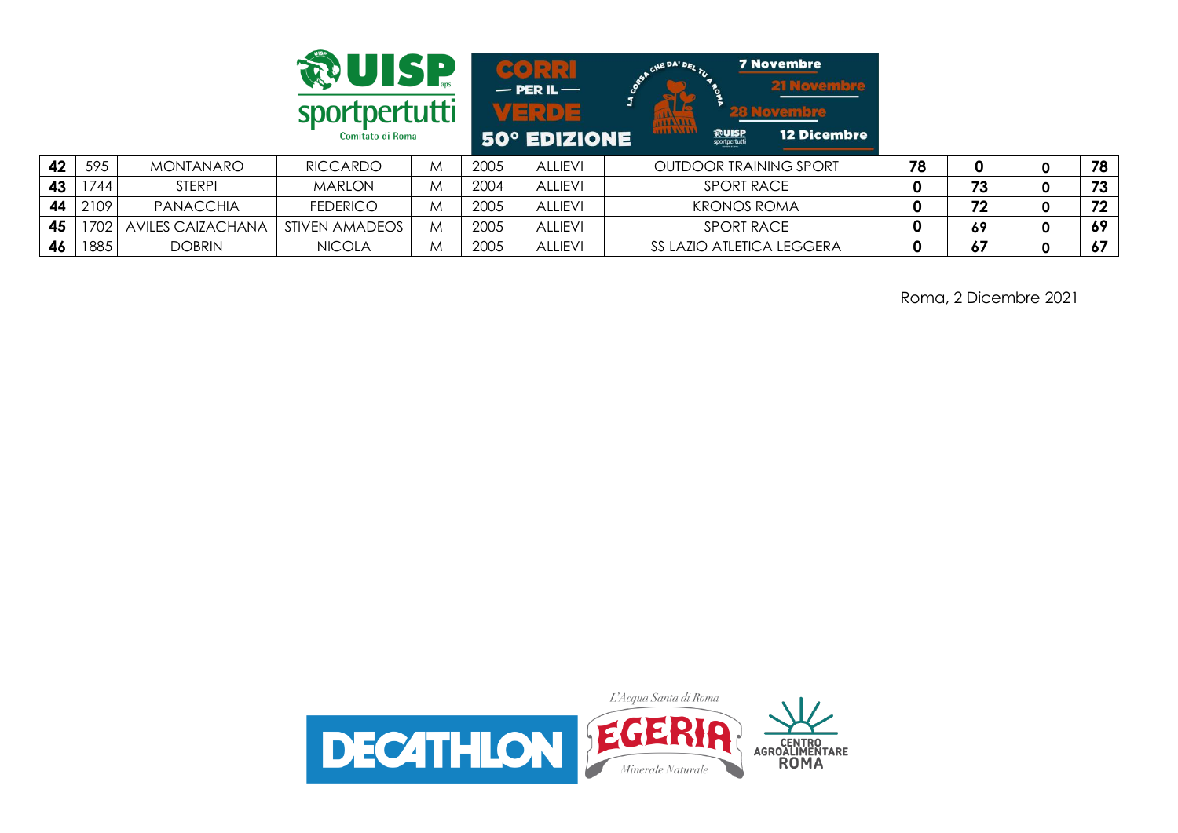| | | | | | | | | | | | |
|---|---|---|---|---|---|---|---|---|---|---|---|
| **42** | 595 | MONTANARO | RICCARDO | M | 2005 | ALLIEVI | OUTDOOR TRAINING SPORT | **78** | **0** | **0** | **78** |
| **43** | 1744 | STERPI | MARLON | M | 2004 | ALLIEVI | SPORT RACE | **0** | **73** | **0** | **73** |
| **44** | 2109 | PANACCHIA | FEDERICO | M | 2005 | ALLIEVI | KRONOS ROMA | **0** | **72** | **0** | **72** |
| **45** | 1702 | AVILES CAIZACHANA | STIVEN AMADEOS | M | 2005 | ALLIEVI | SPORT RACE | **0** | **69** | **0** | **69** |
| **46** | 1885 | DOBRIN | NICOLA | M | 2005 | ALLIEVI | SS LAZIO ATLETICA LEGGERA | **0** | **67** | **0** | **67** |

Roma, 2 Dicembre 2021